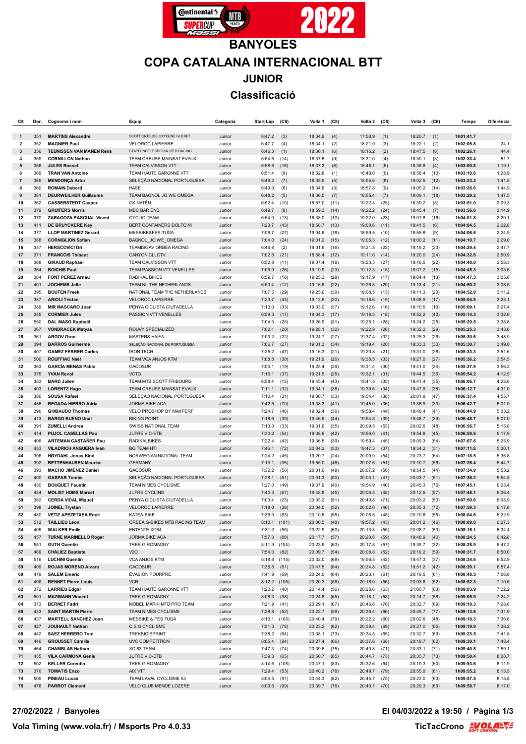# BANYOLES

# COPA CATALANA INTERNACIONAL BTT

## JUNIOR

## Classificació

| Clt | Dor. | Cognoms i nom | Equip | Categoria | Start Lap | (Clt) | Volta 1 | (Clt) | Volta 2 | (Clt) | Volta 3 | (Clt) | Temps | Diferència |
|---|---|---|---|---|---|---|---|---|---|---|---|---|---|---|
| 1 | 351 | **MARTINS Alexandre** | SCOTT CRTEUSE OXYGENE GUERET | Junior | 6:47.2 | (3) | 18:34.9 | (4) | 17:58.9 | (1) | 18:20.7 | (1) | **1h01:41.7** | |
| 2 | 352 | **MAGNIER Paul** | VELOROC LAPIERRE | Junior | 6:47.7 | (4) | 18:34.1 | (2) | 18:21.9 | (3) | 18:22.1 | (2) | **1h02:05.8** | 24.1 |
| 3 | 356 | **TEUNISSEN VAN MANEN Rens** | STAPPENBELT SPECIALIZED RACING | Junior | 6:46.3 | (1) | 18:36.1 | (6) | 18:16.2 | (2) | 18:47.5 | (8) | **1h02:26.1** | 44.4 |
| 4 | 359 | **CORNILLON Nathan** | TEAM CREUSE MAINSAT EVAUX | Junior | 6:54.5 | (14) | 18:37.8 | (9) | 18:31.0 | (4) | 18:30.1 | (3) | **1h02:33.4** | 51.7 |
| 5 | 358 | **JULES Rossel** | TEAM CALVISSON VTT | Junior | 6:58.6 | (16) | 18:37.3 | (8) | 18:46.1 | (5) | 18:38.8 | (4) | **1h03:00.8** | 1:19.1 |
| 6 | 369 | **TRAN VAN Antoine** | TEAM HAUTE GARONNE VTT | Junior | 6:51.4 | (9) | 18:32.8 | (1) | 18:48.0 | (6) | 18:58.4 | (10) | **1h03:10.6** | 1:28.9 |
| 7 | 365 | **MENDONÇA Artur** | SELEÇÃO NACIONAL PORTUGUESA | Junior | 6:49.2 | (7) | 18:35.9 | (5) | 18:55.6 | (8) | 19:02.5 | (12) | **1h03:23.2** | 1:41.5 |
| 8 | 360 | **ROMAIN Debord** | HASE | Junior | 6:49.0 | (6) | 18:34.6 | (3) | 18:57.8 | (9) | 19:05.2 | (14) | **1h03:26.6** | 1:44.9 |
| 9 | 381 | **DEURWEILHER Guillaume** | TEAM BAGNOL JO.WE OMEGA | Junior | 6:48.2 | (5) | 18:36.5 | (7) | 18:55.4 | (7) | 19:09.1 | (18) | **1h03:29.2** | 1:47.5 |
| 10 | 362 | **CASSERSTEDT Casper** | CK NATÉN | Junior | 6:52.4 | (10) | 18:57.0 | (11) | 19:22.4 | (25) | 18:39.2 | (5) | **1h03:51.0** | 2:09.3 |
| 11 | 379 | **GRUITERS Morris** | MBC BAR END | Junior | 6:49.7 | (8) | 18:59.3 | (14) | 19:22.2 | (24) | 18:45.4 | (7) | **1h03:56.6** | 2:14.9 |
| 12 | 370 | **ZARAGOZA PASCUAL Vicent** | CYCLIC TEAM | Junior | 6:54.0 | (13) | 18:38.0 | (10) | 19:22.0 | (23) | 19:07.8 | (16) | **1h04:01.8** | 2:20.1 |
| 13 | 411 | **DE BRUYCKERE Kay** | BERT CONTAINERS DOLTCINI | Junior | 7:23.7 | (43) | 18:58.7 | (13) | 19:00.6 | (11) | 18:41.5 | (6) | **1h04:04.5** | 2:22.8 |
| 14 | 377 | **LLOP MARTINEZ Gerard** | MESBIKE&FES-TUGA | Junior | 7:06.7 | (27) | 19:04.6 | (18) | 18:59.5 | (10) | 18:55.8 | (9) | **1h04:06.6** | 2:24.9 |
| 15 | 388 | **CORNIGLION Sofian** | BAGNOL_JO.WE_OMEGA | Junior | 7:04.0 | (24) | 19:01.2 | (15) | 19:05.3 | (12) | 19:00.2 | (11) | **1h04:10.7** | 2:29.0 |
| 16 | 357 | **HERSCOVICI Ori** | TEAMISGAV ORBEA RACING | Junior | 6:46.8 | (2) | 19:01.9 | (16) | 19:21.5 | (22) | 19:19.2 | (23) | **1h04:29.4** | 2:47.7 |
| 17 | 371 | **FRANCOIS Thibaut** | CANYON CLLCTV | Junior | 7:02.6 | (21) | 18:58.4 | (12) | 19:11.6 | (14) | 19:20.0 | (24) | **1h04:32.6** | 2:50.9 |
| 18 | 368 | **GIRAUD Raphael** | TEAM CALVISSON VTT | Junior | 6:52.8 | (11) | 19:07.4 | (19) | 19:23.3 | (27) | 19:16.5 | (22) | **1h04:40.0** | 2:58.3 |
| 19 | 364 | **BOICHIS Paul** | TEAM PASSION VTT VENELLES | Junior | 7:05.9 | (26) | 19:19.9 | (23) | 19:12.3 | (15) | 19:07.2 | (15) | **1h04:45.3** | 3:03.6 |
| 20 | 384 | **FONT PEREZ Arnau** | RADIKAL BIKES | Junior | 6:59.7 | (18) | 19:25.3 | (28) | 19:17.9 | (17) | 19:04.4 | (13) | **1h04:47.3** | 3:05.6 |
| 21 | 401 | **JOCHEMS Jelte** | TEAM NL THE NETHERLANDS | Junior | 6:53.4 | (12) | 19:16.6 | (22) | 19:26.8 | (29) | 19:13.4 | (21) | **1h04:50.2** | 3:08.5 |
| 22 | 395 | **BOUTEN Freek** | NATIONAL TEAM THE NETHERLANDS | Junior | 7:07.5 | (29) | 19:25.6 | (30) | 19:08.5 | (13) | 19:11.3 | (20) | **1h04:52.9** | 3:11.2 |
| 23 | 387 | **ARIOLI Tristan** | VELOROC LAPIERRE | Junior | 7:23.7 | (43) | 19:13.6 | (20) | 19:18.6 | (19) | 19:08.9 | (17) | **1h05:04.8** | 3:23.1 |
| 24 | 389 | **MIR MASCARO Joan** | PENYA CICLISTA CIUTADELLA | Junior | 7:13.0 | (33) | 19:33.0 | (37) | 19:12.6 | (16) | 19:10.5 | (19) | **1h05:09.1** | 3:27.4 |
| 25 | 355 | **CORMIER Jules** | PASSION VTT VENELLES | Junior | 6:59.3 | (17) | 19:04.3 | (17) | 19:18.5 | (18) | 19:52.2 | (43) | **1h05:14.3** | 3:32.6 |
| 26 | 550 | **DAL MASO Raphaël** | | Junior | 7:04.3 | (25) | 19:26.9 | (31) | 19:25.1 | (28) | 19:24.2 | (25) | **1h05:20.5** | 3:38.8 |
| 27 | 367 | **VONDRACEK Matyas** | ROUVY SPECIALIZED | Junior | 7:02.1 | (20) | 19:28.1 | (32) | 19:22.9 | (26) | 19:32.2 | (29) | **1h05:25.3** | 3:43.6 |
| 28 | 361 | **ARGOV Oron** | MASTERS HAIFA | Junior | 7:03.2 | (22) | 19:24.7 | (27) | 19:37.4 | (32) | 19:25.3 | (26) | **1h05:30.6** | 3:48.9 |
| 29 | 394 | **BARROS Guilherme** | SELEÇÃO NACIONAL DE PORTUGUESA | Junior | 7:06.7 | (27) | 19:31.3 | (34) | 19:19.4 | (20) | 19:33.3 | (30) | **1h05:30.7** | 3:49.0 |
| 30 | 407 | **GAMEZ FERRER Carlos** | IRON TECH | Junior | 7:25.2 | (47) | 19:16.3 | (21) | 19:20.8 | (21) | 19:31.0 | (28) | **1h05:33.3** | 3:51.6 |
| 31 | 500 | **ROUFFIAC Naël** | TEAM VCA ANJOS KTM | Junior | 7:08.8 | (30) | 19:21.9 | (26) | 19:38.5 | (33) | 19:27.0 | (27) | **1h05:36.2** | 3:54.5 |
| 32 | 363 | **GARCÍA MENAS Pablo** | GACOSUR | Junior | 7:00.1 | (19) | 19:25.4 | (29) | 19:31.4 | (30) | 19:41.0 | (34) | **1h05:37.9** | 3:56.2 |
| 33 | 375 | **YVAN Revol** | VCTG | Junior | 7:16.1 | (37) | 19:21.5 | (25) | 19:32.1 | (31) | 19:44.5 | (36) | **1h05:54.2** | 4:12.5 |
| 34 | 383 | **BARD Julien** | TEAM MTB SCOTT FRIBOURG | Junior | 6:58.4 | (15) | 19:45.4 | (43) | 19:41.5 | (35) | 19:41.4 | (35) | **1h06:06.7** | 4:25.0 |
| 35 | 403 | **LORENTZ Hugo** | TEAM CREUSE MAINSAT EVAUX | Junior | 7:11.1 | (32) | 19:34.1 | (38) | 19:39.6 | (34) | 19:47.9 | (38) | **1h06:12.7** | 4:31.0 |
| 36 | 386 | **SOUSA Rafael** | SELEÇÃO NACIONAL PORTUGUESA | Junior | 7:10.4 | (31) | 19:30.7 | (33) | 19:54.4 | (38) | 20:01.9 | (47) | **1h06:37.4** | 4:55.7 |
| 37 | 456 | **REGADA HIERRO Adria** | JORMA BIKE ACA | Junior | 7:42.5 | (70) | 19:38.3 | (41) | 19:45.0 | (36) | 19:36.9 | (33) | **1h06:42.7** | 5:01.0 |
| 38 | 390 | **GHIBAUDO Thomas** | VELO PROSHOP BY MAXPERF | Junior | 7:24.7 | (46) | 19:32.4 | (36) | 19:58.4 | (44) | 19:49.4 | (41) | **1h06:44.9** | 5:03.2 |
| 39 | 413 | **BARGO BUENO Unai** | BIKING POINT | Junior | 7:18.6 | (39) | 19:46.6 | (44) | 19:54.8 | (39) | 19:48.7 | (39) | **1h06:48.7** | 5:07.0 |
| 40 | 391 | **ZUMELLI Andrea** | SWISS NATIONAL TEAM | Junior | 7:13.0 | (33) | 19:31.6 | (35) | 20:09.5 | (53) | 20:02.6 | (48) | **1h06:56.7** | 5:15.0 |
| 41 | 414 | **PUJOL CASELLAS Pau** | JUFRÉ VIC-ETB | Junior | 7:30.2 | (54) | 19:38.6 | (42) | 19:56.0 | (41) | 19:54.8 | (45) | **1h06:59.6** | 5:17.9 |
| 42 | 406 | **ARTEMAN CASTAÑER Pau** | RADIKALBIKES | Junior | 7:22.4 | (42) | 19:36.5 | (39) | 19:59.4 | (45) | 20:09.3 | (54) | **1h07:07.6** | 5:25.9 |
| 43 | 453 | **VILADRICH ANGUERA Ivan** | BG TEAM HTI | Junior | 7:46.1 | (72) | 20:04.2 | (53) | 19:47.3 | (37) | 19:34.2 | (31) | **1h07:11.8** | 5:30.1 |
| 44 | 396 | **HØYDAHL Jonas Kind** | NORWEGIAN NATIONAL TEAM | Junior | 7:24.2 | (45) | 19:20.7 | (24) | 20:09.9 | (54) | 20:23.7 | (64) | **1h07:18.5** | 5:36.8 |
| 45 | 392 | **BETTENHAUSEN Maurice** | GERMANY | Junior | 7:13.1 | (35) | 19:55.0 | (46) | 20:07.6 | (51) | 20:10.7 | (56) | **1h07:26.4** | 5:44.7 |
| 46 | 393 | **MACHO JIMÉNEZ Daniel** | GACOSUR | Junior | 7:32.2 | (56) | 20:01.0 | (49) | 20:07.2 | (50) | 19:54.5 | (44) | **1h07:34.9** | 5:53.2 |
| 47 | 400 | **GASPAR Tomás** | SELEÇÃO NACIONAL PORTUGUESA | Junior | 7:28.1 | (51) | 20:01.3 | (50) | 20:03.1 | (47) | 20:03.7 | (51) | **1h07:36.2** | 5:54.5 |
| 48 | 430 | **BOUQUET Faustin** | TEAM NIMES CYCLISME | Junior | 7:27.0 | (49) | 19:37.9 | (40) | 19:54.9 | (40) | 20:45.3 | (76) | **1h07:45.1** | 6:03.4 |
| 49 | 434 | **MOLIST HOMS Marcel** | JUFRE CYCLING | Junior | 7:40.3 | (67) | 19:48.8 | (45) | 20:06.5 | (48) | 20:12.5 | (57) | **1h07:48.1** | 6:06.4 |
| 50 | 382 | **CERDA VIDAL Miquel** | PENYA CICLISTA CIUTADELLA | Junior | 7:03.4 | (23) | 20:03.2 | (51) | 20:40.8 | (71) | 20:03.2 | (50) | **1h07:50.6** | 6:08.9 |
| 51 | 398 | **JOINEL Trystan** | VELOROC LAPIERRE | Junior | 7:18.0 | (38) | 20:04.0 | (52) | 20:02.0 | (46) | 20:35.3 | (72) | **1h07:59.3** | 6:17.6 |
| 52 | 480 | **VETIZ APEZETXEA Eneit** | KATEA-BIKE | Junior | 7:36.9 | (63) | 20:10.6 | (55) | 20:06.5 | (48) | 20:10.6 | (55) | **1h08:04.6** | 6:22.9 |
| 53 | 512 | **TAILLIEU Leon** | ORBEA G-BIKES MTB RACING TEAM | Junior | 8:10.1 | (101) | 20:00.5 | (48) | 19:57.2 | (43) | 20:01.2 | (46) | **1h08:09.0** | 6:27.3 |
| 54 | 405 | **WALKER Emile** | ENTENTE XC64 | Junior | 7:31.2 | (55) | 20:22.9 | (60) | 20:13.3 | (55) | 20:08.7 | (53) | **1h08:16.1** | 6:34.4 |
| 55 | 457 | **TURNE MARINELLO Roger** | JORMA BIKE ACA | Junior | 7:57.3 | (88) | 20:17.7 | (57) | 20:20.6 | (59) | 19:48.9 | (40) | **1h08:24.5** | 6:42.8 |
| 56 | 551 | **GUTH Quentin** | TREK GIROMAGNY | Junior | 8:11.9 | (104) | 20:23.5 | (63) | 20:17.8 | (57) | 19:35.7 | (32) | **1h08:28.9** | 6:47.2 |
| 57 | 469 | **CHALIEZ Baptiste** | V2O | Junior | 7:54.0 | (82) | 20:09.7 | (54) | 20:08.8 | (52) | 20:19.2 | (59) | **1h08:31.7** | 6:50.0 |
| 58 | 516 | **LUCHINI Quentin** | VCA ANJOS KTM | Junior | 8:18.8 | (115) | 20:32.0 | (68) | 19:56.5 | (42) | 19:47.3 | (37) | **1h08:34.6** | 6:52.9 |
| 59 | 409 | **ROJAS MORENO Alvaro** | GACOSUR | Junior | 7:35.6 | (61) | 20:47.5 | (84) | 20:24.8 | (62) | 19:51.2 | (42) | **1h08:39.1** | 6:57.4 |
| 60 | 479 | **SALEM Emeric** | ÉVASION POURPRE | Junior | 7:41.9 | (69) | 20:24.0 | (64) | 20:23.1 | (61) | 20:19.5 | (61) | **1h08:48.5** | 7:06.8 |
| 61 | 496 | **BENNET Pierre Louis** | VCR | Junior | 8:12.2 | (105) | 20:20.3 | (58) | 20:16.0 | (56) | 20:03.8 | (52) | **1h08:52.3** | 7:10.6 |
| 62 | 372 | **LARRIEU Edgar** | TEAM HAUTE GARONNE VTT | Junior | 7:20.2 | (40) | 20:14.4 | (56) | 20:28.6 | (63) | 21:00.7 | (83) | **1h09:03.9** | 7:22.2 |
| 63 | 501 | **MAZIMANN Vincent** | TREK GIROMAGNY | Junior | 8:08.3 | (98) | 20:24.8 | (65) | 20:18.1 | (58) | 20:14.7 | (58) | **1h09:05.9** | 7:24.2 |
| 64 | 373 | **BERNET Fadri** | MÖBEL MÄRKI MTB PRO TEAM | Junior | 7:21.9 | (41) | 20:29.1 | (67) | 20:46.6 | (76) | 20:32.7 | (69) | **1h09:10.3** | 7:28.6 |
| 65 | 433 | **SAINT MARTIN Pierre** | TEAM NIMES CYCLISME | Junior | 7:28.8 | (52) | 20:22.7 | (59) | 20:36.4 | (66) | 20:45.7 | (77) | **1h09:13.6** | 7:31.9 |
| 66 | 437 | **MARTELL SANCHEZ Joan** | MESBIKE & FES TUGA | Junior | 8:13.1 | (106) | 20:40.4 | (79) | 20:22.2 | (60) | 20:02.6 | (48) | **1h09:18.3** | 7:36.6 |
| 67 | 427 | **JOUHAULT Nathan** | C.S.G CYCLISME | Junior | 7:51.3 | (78) | 20:23.2 | (62) | 20:38.4 | (69) | 20:27.0 | (65) | **1h09:19.9** | 7:38.2 |
| 68 | 442 | **SAEZ HERRERO Toni** | TREKBICISPRINT | Junior | 7:38.2 | (64) | 20:38.1 | (73) | 20:34.5 | (65) | 20:32.7 | (69) | **1h09:23.5** | 7:41.8 |
| 69 | 446 | **GROUSSET Camille** | UVC COMPETITION | Junior | 8:05.4 | (94) | 20:27.4 | (66) | 20:37.6 | (68) | 20:19.7 | (62) | **1h09:30.1** | 7:48.4 |
| 70 | 464 | **CHAMBLAS Nathan** | XC 63 TEAM | Junior | 7:47.3 | (74) | 20:39.6 | (75) | 20:40.8 | (71) | 20:33.1 | (71) | **1h09:40.8** | 7:59.1 |
| 71 | 435 | **VILA CARMONA Genís** | JUFRE VIC-ETB | Junior | 7:39.3 | (65) | 20:50.7 | (85) | 20:44.7 | (73) | 20:35.7 | (73) | **1h09:50.4** | 8:08.7 |
| 72 | 502 | **KELLER Corentin** | TREK GIROMAGNY | Junior | 8:14.6 | (108) | 20:47.1 | (83) | 20:32.6 | (64) | 20:19.3 | (60) | **1h09:53.6** | 8:11.9 |
| 73 | 376 | **TOMATIS Enzo** | AIX VTT | Junior | 7:29.4 | (53) | 20:40.2 | (78) | 20:49.7 | (79) | 20:55.9 | (81) | **1h09:55.2** | 8:13.5 |
| 74 | 505 | **PINEAU Lucas** | TEAM LAVAL CYCLISME 53 | Junior | 8:04.5 | (91) | 20:44.3 | (82) | 20:45.7 | (75) | 20:23.0 | (63) | **1h09:57.5** | 8:15.8 |
| 75 | 478 | **PARROT Clement** | VELO CLUB MENDE LOZERE | Junior | 8:09.6 | (99) | 20:39.7 | (76) | 20:40.1 | (70) | 20:29.3 | (66) | **1h09:58.7** | 8:17.0 |

**27/02/2022 / Banyoles**

**El 04/03/2022 a 19:50**

**Vola Timing (www.vola.fr) / Msports Pro 4.0.33**

**TicTacCrono**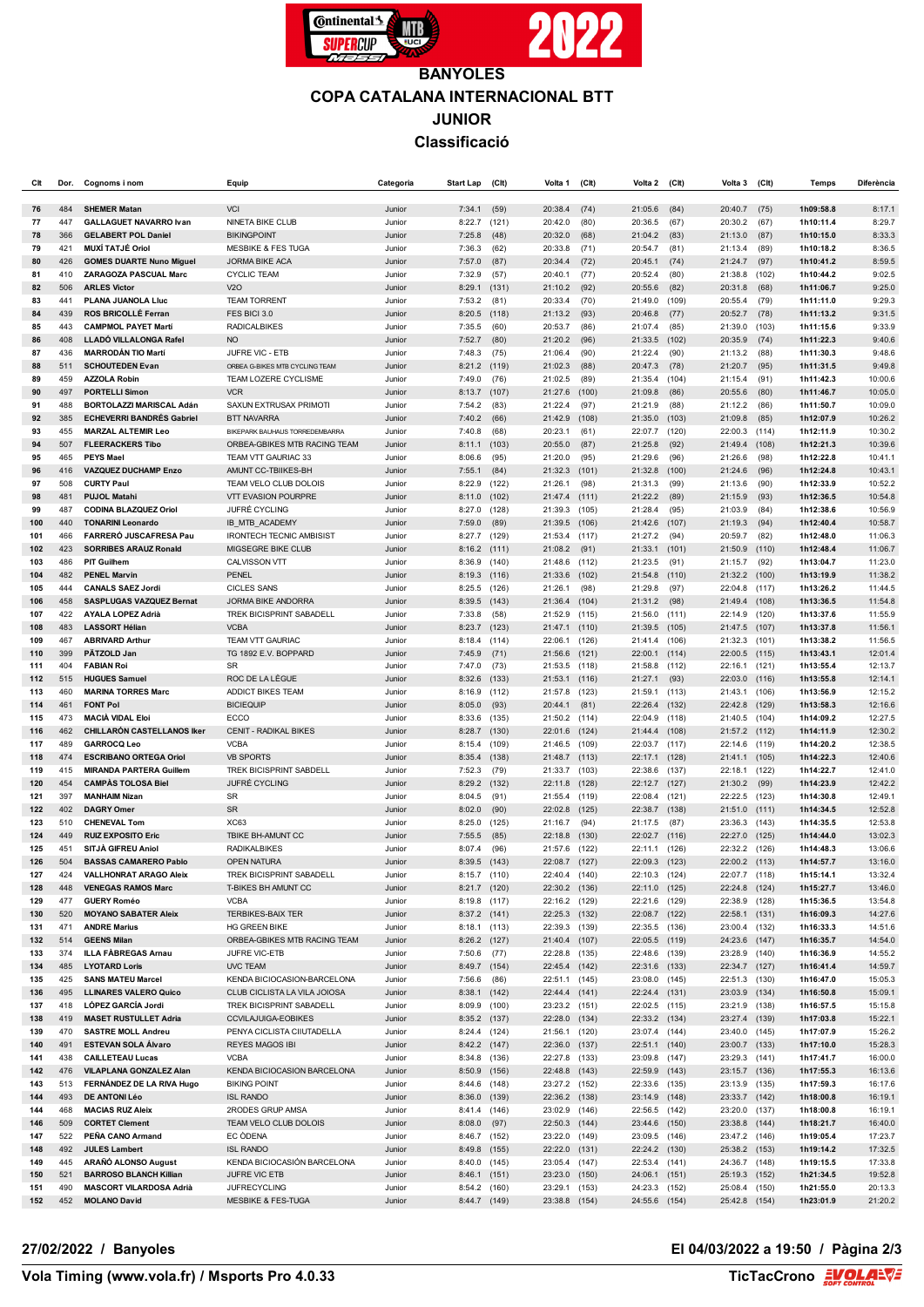# BANYOLES

## COPA CATALANA INTERNACIONAL BTT

## JUNIOR

## Classificació

| Clt | Dor. | Cognoms i nom | Equip | Categoria | Start Lap | (Clt) | Volta 1 | (Clt) | Volta 2 | (Clt) | Volta 3 | (Clt) | Temps | Diferència |
|---|---|---|---|---|---|---|---|---|---|---|---|---|---|---|
| 76 | 484 | **SHEMER Matan** | VCI | Junior | 7:34.1 | (59) | 20:38.4 | (74) | 21:05.6 | (84) | 20:40.7 | (75) | **1h09:58.8** | 8:17.1 |
| 77 | 447 | **GALLAGUET NAVARRO Ivan** | NINETA BIKE CLUB | Junior | 8:22.7 | (121) | 20:42.0 | (80) | 20:36.5 | (67) | 20:30.2 | (67) | **1h10:11.4** | 8:29.7 |
| 78 | 366 | **GELABERT POL Daniel** | BIKINGPOINT | Junior | 7:25.8 | (48) | 20:32.0 | (68) | 21:04.2 | (83) | 21:13.0 | (87) | **1h10:15.0** | 8:33.3 |
| 79 | 421 | **MUXÍ TATJÉ Oriol** | MESBIKE & FES TUGA | Junior | 7:36.3 | (62) | 20:33.8 | (71) | 20:54.7 | (81) | 21:13.4 | (89) | **1h10:18.2** | 8:36.5 |
| 80 | 426 | **GOMES DUARTE Nuno Miguel** | JORMA BIKE ACA | Junior | 7:57.0 | (87) | 20:34.4 | (72) | 20:45.1 | (74) | 21:24.7 | (97) | **1h10:41.2** | 8:59.5 |
| 81 | 410 | **ZARAGOZA PASCUAL Marc** | CYCLIC TEAM | Junior | 7:32.9 | (57) | 20:40.1 | (77) | 20:52.4 | (80) | 21:38.8 | (102) | **1h10:44.2** | 9:02.5 |
| 82 | 506 | **ARLES Victor** | V2O | Junior | 8:29.1 | (131) | 21:10.2 | (92) | 20:55.6 | (82) | 20:31.8 | (68) | **1h11:06.7** | 9:25.0 |
| 83 | 441 | **PLANA JUANOLA Lluc** | TEAM TORRENT | Junior | 7:53.2 | (81) | 20:33.4 | (70) | 21:49.0 | (109) | 20:55.4 | (79) | **1h11:11.0** | 9:29.3 |
| 84 | 439 | **ROS BRICOLLÉ Ferran** | FES BICI 3.0 | Junior | 8:20.5 | (118) | 21:13.2 | (93) | 20:46.8 | (77) | 20:52.7 | (78) | **1h11:13.2** | 9:31.5 |
| 85 | 443 | **CAMPMOL PAYET Martí** | RADICALBIKES | Junior | 7:35.5 | (60) | 20:53.7 | (86) | 21:07.4 | (85) | 21:39.0 | (103) | **1h11:15.6** | 9:33.9 |
| 86 | 408 | **LLADÓ VILLALONGA Rafel** | NO | Junior | 7:52.7 | (80) | 21:20.2 | (96) | 21:33.5 | (102) | 20:35.9 | (74) | **1h11:22.3** | 9:40.6 |
| 87 | 436 | **MARRODÁN TIO Martí** | JUFRE VIC - ETB | Junior | 7:48.3 | (75) | 21:06.4 | (90) | 21:22.4 | (90) | 21:13.2 | (88) | **1h11:30.3** | 9:48.6 |
| 88 | 511 | **SCHOUTEDEN Evan** | ORBEA G-BIKES MTB CYCLING TEAM | Junior | 8:21.2 | (119) | 21:02.3 | (88) | 20:47.3 | (78) | 21:20.7 | (95) | **1h11:31.5** | 9:49.8 |
| 89 | 459 | **AZZOLA Robin** | TEAM LOZERE CYCLISME | Junior | 7:49.0 | (76) | 21:02.5 | (89) | 21:35.4 | (104) | 21:15.4 | (91) | **1h11:42.3** | 10:00.6 |
| 90 | 497 | **PORTELLI Simon** | VCR | Junior | 8:13.7 | (107) | 21:27.6 | (100) | 21:09.8 | (86) | 20:55.6 | (80) | **1h11:46.7** | 10:05.0 |
| 91 | 488 | **BORTOLAZZI MARISCAL Adán** | SAXUN EXTRUSAX PRIMOTI | Junior | 7:54.2 | (83) | 21:22.4 | (97) | 21:21.9 | (88) | 21:12.2 | (86) | **1h11:50.7** | 10:09.0 |
| 92 | 385 | **ECHEVERRI BANDRÉS Gabriel** | BTT NAVARRA | Junior | 7:40.2 | (66) | 21:49.2 | (108) | 21:35.0 | (103) | 21:09.8 | (85) | **1h12:07.9** | 10:26.2 |
| 93 | 455 | **MARZAL ALTEMIR Leo** | BIKEPARK BAUHAUS TORREDEMBARRA | Junior | 7:40.8 | (68) | 20:23.1 | (61) | 22:07.7 | (120) | 22:00.3 | (114) | **1h12:11.9** | 10:30.2 |
| 94 | 507 | **FLEERACKERS Tibo** | ORBEA-GBIKES MTB RACING TEAM | Junior | 8:11.1 | (103) | 20:55.0 | (87) | 21:25.8 | (92) | 21:49.4 | (108) | **1h12:21.3** | 10:39.6 |
| 95 | 465 | **PEYS Mael** | TEAM VTT GAURIAC 33 | Junior | 8:06.6 | (95) | 21:20.0 | (95) | 21:29.6 | (96) | 21:26.6 | (98) | **1h12:22.8** | 10:41.1 |
| 96 | 416 | **VAZQUEZ DUCHAMP Enzo** | AMUNT CC-TBIIKES-BH | Junior | 7:55.1 | (84) | 21:32.3 | (101) | 21:32.8 | (100) | 21:24.6 | (96) | **1h12:24.8** | 10:43.1 |
| 97 | 508 | **CURTY Paul** | TEAM VELO CLUB DOLOIS | Junior | 8:22.9 | (122) | 21:26.1 | (98) | 21:31.3 | (99) | 21:13.6 | (90) | **1h12:33.9** | 10:52.2 |
| 98 | 481 | **PUJOL Matahi** | VTT EVASION POURPRE | Junior | 8:11.0 | (102) | 21:47.4 | (111) | 21:22.2 | (89) | 21:15.9 | (93) | **1h12:36.5** | 10:54.8 |
| 99 | 487 | **CODINA BLAZQUEZ Oriol** | JUFRÉ CYCLING | Junior | 8:27.0 | (128) | 21:39.3 | (105) | 21:28.4 | (95) | 21:03.9 | (84) | **1h12:38.6** | 10:56.9 |
| 100 | 440 | **TONARINI Leonardo** | IB_MTB_ACADEMY | Junior | 7:59.0 | (89) | 21:39.5 | (106) | 21:42.6 | (107) | 21:19.3 | (94) | **1h12:40.4** | 10:58.7 |
| 101 | 466 | **FARRERÓ JUSCAFRESA Pau** | IRONTECH TECNIC AMBISIST | Junior | 8:27.7 | (129) | 21:53.4 | (117) | 21:27.2 | (94) | 20:59.7 | (82) | **1h12:48.0** | 11:06.3 |
| 102 | 423 | **SORRIBES ARAUZ Ronald** | MIGSEGRE BIKE CLUB | Junior | 8:16.2 | (111) | 21:08.2 | (91) | 21:33.1 | (101) | 21:50.9 | (110) | **1h12:48.4** | 11:06.7 |
| 103 | 486 | **PIT Guilhem** | CALVISSON VTT | Junior | 8:36.9 | (140) | 21:48.6 | (112) | 21:23.5 | (91) | 21:15.7 | (92) | **1h13:04.7** | 11:23.0 |
| 104 | 482 | **PENEL Marvin** | PENEL | Junior | 8:19.3 | (116) | 21:33.6 | (102) | 21:54.8 | (110) | 21:32.2 | (100) | **1h13:19.9** | 11:38.2 |
| 105 | 444 | **CANALS SAEZ Jordi** | CICLES SANS | Junior | 8:25.5 | (126) | 21:26.1 | (98) | 21:29.8 | (97) | 22:04.8 | (117) | **1h13:26.2** | 11:44.5 |
| 106 | 458 | **SASPLUGAS VAZQUEZ Bernat** | JORMA BIKE ANDORRA | Junior | 8:39.5 | (143) | 21:36.4 | (104) | 21:31.2 | (98) | 21:49.4 | (108) | **1h13:36.5** | 11:54.8 |
| 107 | 422 | **AYALA LOPEZ Adrià** | TREK BICISPRINT SABADELL | Junior | 7:33.8 | (58) | 21:52.9 | (115) | 21:56.0 | (111) | 22:14.9 | (120) | **1h13:37.6** | 11:55.9 |
| 108 | 483 | **LASSORT Hélian** | VCBA | Junior | 8:23.7 | (123) | 21:47.1 | (110) | 21:39.5 | (105) | 21:47.5 | (107) | **1h13:37.8** | 11:56.1 |
| 109 | 467 | **ABRIVARD Arthur** | TEAM VTT GAURIAC | Junior | 8:18.4 | (114) | 22:06.1 | (126) | 21:41.4 | (106) | 21:32.3 | (101) | **1h13:38.2** | 11:56.5 |
| 110 | 399 | **PÄTZOLD Jan** | TG 1892 E.V. BOPPARD | Junior | 7:45.9 | (71) | 21:56.6 | (121) | 22:00.1 | (114) | 22:00.5 | (115) | **1h13:43.1** | 12:01.4 |
| 111 | 404 | **FABIAN Roi** | SR | Junior | 7:47.0 | (73) | 21:53.5 | (118) | 21:58.8 | (112) | 22:16.1 | (121) | **1h13:55.4** | 12:13.7 |
| 112 | 515 | **HUGUES Samuel** | ROC DE LA LÈGUE | Junior | 8:32.6 | (133) | 21:53.1 | (116) | 21:27.1 | (93) | 22:03.0 | (116) | **1h13:55.8** | 12:14.1 |
| 113 | 460 | **MARINA TORRES Marc** | ADDICT BIKES TEAM | Junior | 8:16.9 | (112) | 21:57.8 | (123) | 21:59.1 | (113) | 21:43.1 | (106) | **1h13:56.9** | 12:15.2 |
| 114 | 461 | **FONT Pol** | BICIEQUIP | Junior | 8:05.0 | (93) | 20:44.1 | (81) | 22:26.4 | (132) | 22:42.8 | (129) | **1h13:58.3** | 12:16.6 |
| 115 | 473 | **MACIÀ VIDAL Eloi** | ECCO | Junior | 8:33.6 | (135) | 21:50.2 | (114) | 22:04.9 | (118) | 21:40.5 | (104) | **1h14:09.2** | 12:27.5 |
| 116 | 462 | **CHILLARÓN CASTELLANOS Iker** | CENIT - RADIKAL BIKES | Junior | 8:28.7 | (130) | 22:01.6 | (124) | 21:44.4 | (108) | 21:57.2 | (112) | **1h14:11.9** | 12:30.2 |
| 117 | 489 | **GARROCQ Leo** | VCBA | Junior | 8:15.4 | (109) | 21:46.5 | (109) | 22:03.7 | (117) | 22:14.6 | (119) | **1h14:20.2** | 12:38.5 |
| 118 | 474 | **ESCRIBANO ORTEGA Oriol** | VB SPORTS | Junior | 8:35.4 | (138) | 21:48.7 | (113) | 22:17.1 | (128) | 21:41.1 | (105) | **1h14:22.3** | 12:40.6 |
| 119 | 415 | **MIRANDA PARTERA Guillem** | TREK BICISPRINT SABDELL | Junior | 7:52.3 | (79) | 21:33.7 | (103) | 22:38.6 | (137) | 22:18.1 | (122) | **1h14:22.7** | 12:41.0 |
| 120 | 454 | **CAMPÀS TOLOSA Biel** | JUFRÉ CYCLING | Junior | 8:29.2 | (132) | 22:11.8 | (128) | 22:12.7 | (127) | 21:30.2 | (99) | **1h14:23.9** | 12:42.2 |
| 121 | 397 | **MANHAIM Nizan** | SR | Junior | 8:04.5 | (91) | 21:55.4 | (119) | 22:08.4 | (121) | 22:22.5 | (123) | **1h14:30.8** | 12:49.1 |
| 122 | 402 | **DAGRY Omer** | SR | Junior | 8:02.0 | (90) | 22:02.8 | (125) | 22:38.7 | (138) | 21:51.0 | (111) | **1h14:34.5** | 12:52.8 |
| 123 | 510 | **CHENEVAL Tom** | XC63 | Junior | 8:25.0 | (125) | 21:16.7 | (94) | 21:17.5 | (87) | 23:36.3 | (143) | **1h14:35.5** | 12:53.8 |
| 124 | 449 | **RUIZ EXPOSITO Eric** | TBIKE BH-AMUNT CC | Junior | 7:55.5 | (85) | 22:18.8 | (130) | 22:02.7 | (116) | 22:27.0 | (125) | **1h14:44.0** | 13:02.3 |
| 125 | 451 | **SITJÀ GIFREU Aniol** | RADIKALBIKES | Junior | 8:07.4 | (96) | 21:57.6 | (122) | 22:11.1 | (126) | 22:32.2 | (126) | **1h14:48.3** | 13:06.6 |
| 126 | 504 | **BASSAS CAMARERO Pablo** | OPEN NATURA | Junior | 8:39.5 | (143) | 22:08.7 | (127) | 22:09.3 | (123) | 22:00.2 | (113) | **1h14:57.7** | 13:16.0 |
| 127 | 424 | **VALLHONRAT ARAGO Aleix** | TREK BICISPRINT SABADELL | Junior | 8:15.7 | (110) | 22:40.4 | (140) | 22:10.3 | (124) | 22:07.7 | (118) | **1h15:14.1** | 13:32.4 |
| 128 | 448 | **VENEGAS RAMOS Marc** | T-BIKES BH AMUNT CC | Junior | 8:21.7 | (120) | 22:30.2 | (136) | 22:11.0 | (125) | 22:24.8 | (124) | **1h15:27.7** | 13:46.0 |
| 129 | 477 | **GUERY Roméo** | VCBA | Junior | 8:19.8 | (117) | 22:16.2 | (129) | 22:21.6 | (129) | 22:38.9 | (128) | **1h15:36.5** | 13:54.8 |
| 130 | 520 | **MOYANO SABATER Aleix** | TERBIKES-BAIX TER | Junior | 8:37.2 | (141) | 22:25.3 | (132) | 22:08.7 | (122) | 22:58.1 | (131) | **1h16:09.3** | 14:27.6 |
| 131 | 471 | **ANDRE Marius** | HG GREEN BIKE | Junior | 8:18.1 | (113) | 22:39.3 | (139) | 22:35.5 | (136) | 23:00.4 | (132) | **1h16:33.3** | 14:51.6 |
| 132 | 514 | **GEENS Milan** | ORBEA-GBIKES MTB RACING TEAM | Junior | 8:26.2 | (127) | 21:40.4 | (107) | 22:05.5 | (119) | 24:23.6 | (147) | **1h16:35.7** | 14:54.0 |
| 133 | 374 | **ILLA FÀBREGAS Arnau** | JUFRE VIC-ETB | Junior | 7:50.6 | (77) | 22:28.8 | (135) | 22:48.6 | (139) | 23:28.9 | (140) | **1h16:36.9** | 14:55.2 |
| 134 | 485 | **LYOTARD Loris** | UVC TEAM | Junior | 8:49.7 | (154) | 22:45.4 | (142) | 22:31.6 | (133) | 22:34.7 | (127) | **1h16:41.4** | 14:59.7 |
| 135 | 425 | **SANS MATEU Marcel** | KENDA BICIOCASION-BARCELONA | Junior | 7:56.6 | (86) | 22:51.1 | (145) | 23:08.0 | (145) | 22:51.3 | (130) | **1h16:47.0** | 15:05.3 |
| 136 | 495 | **LLINARES VALERO Quico** | CLUB CICLISTA LA VILA JOIOSA | Junior | 8:38.1 | (142) | 22:44.4 | (141) | 22:24.4 | (131) | 23:03.9 | (134) | **1h16:50.8** | 15:09.1 |
| 137 | 418 | **LÓPEZ GARCÍA Jordi** | TREK BICISPRINT SABADELL | Junior | 8:09.9 | (100) | 23:23.2 | (151) | 22:02.5 | (115) | 23:21.9 | (138) | **1h16:57.5** | 15:15.8 |
| 138 | 419 | **MASET RUSTULLET Adria** | CCVILAJUIGA-EOBIKES | Junior | 8:35.2 | (137) | 22:28.0 | (134) | 22:33.2 | (134) | 23:27.4 | (139) | **1h17:03.8** | 15:22.1 |
| 139 | 470 | **SASTRE MOLL Andreu** | PENYA CICLISTA CIIUTADELLA | Junior | 8:24.4 | (124) | 21:56.1 | (120) | 23:07.4 | (144) | 23:40.0 | (145) | **1h17:07.9** | 15:26.2 |
| 140 | 491 | **ESTEVAN SOLA Álvaro** | REYES MAGOS IBI | Junior | 8:42.2 | (147) | 22:36.0 | (137) | 22:51.1 | (140) | 23:00.7 | (133) | **1h17:10.0** | 15:28.3 |
| 141 | 438 | **CAILLETEAU Lucas** | VCBA | Junior | 8:34.8 | (136) | 22:27.8 | (133) | 23:09.8 | (147) | 23:29.3 | (141) | **1h17:41.7** | 16:00.0 |
| 142 | 476 | **VILAPLANA GONZALEZ Alan** | KENDA BICIOCASION BARCELONA | Junior | 8:50.9 | (156) | 22:48.8 | (143) | 22:59.9 | (143) | 23:15.7 | (136) | **1h17:55.3** | 16:13.6 |
| 143 | 513 | **FERNÁNDEZ DE LA RIVA Hugo** | BIKING POINT | Junior | 8:44.6 | (148) | 23:27.2 | (152) | 22:33.6 | (135) | 23:13.9 | (135) | **1h17:59.3** | 16:17.6 |
| 144 | 493 | **DE ANTONI Léo** | ISL RANDO | Junior | 8:36.0 | (139) | 22:36.2 | (138) | 23:14.9 | (148) | 23:33.7 | (142) | **1h18:00.8** | 16:19.1 |
| 144 | 468 | **MACIAS RUZ Aleix** | 2RODES GRUP AMSA | Junior | 8:41.4 | (146) | 23:02.9 | (146) | 22:56.5 | (142) | 23:20.0 | (137) | **1h18:00.8** | 16:19.1 |
| 146 | 509 | **CORTET Clement** | TEAM VELO CLUB DOLOIS | Junior | 8:08.0 | (97) | 22:50.3 | (144) | 23:44.6 | (150) | 23:38.8 | (144) | **1h18:21.7** | 16:40.0 |
| 147 | 522 | **PEÑA CANO Armand** | EC ÒDENA | Junior | 8:46.7 | (152) | 23:22.0 | (149) | 23:09.5 | (146) | 23:47.2 | (146) | **1h19:05.4** | 17:23.7 |
| 148 | 492 | **JULES Lambert** | ISL RANDO | Junior | 8:49.8 | (155) | 22:22.0 | (131) | 22:24.2 | (130) | 25:38.2 | (153) | **1h19:14.2** | 17:32.5 |
| 149 | 445 | **ARANÓ ALONSO August** | KENDA BICIOCASIÓN BARCELONA | Junior | 8:40.0 | (145) | 23:05.4 | (147) | 22:53.4 | (141) | 24:36.7 | (148) | **1h19:15.5** | 17:33.8 |
| 150 | 521 | **BARROSO BLANCH Killian** | JUFRE VIC ETB | Junior | 8:46.1 | (151) | 23:23.0 | (150) | 24:06.1 | (151) | 25:19.3 | (152) | **1h21:34.5** | 19:52.8 |
| 151 | 490 | **MASCORT VILARDOSA Adrià** | JUFRECYCLING | Junior | 8:54.2 | (160) | 23:29.1 | (153) | 24:23.3 | (152) | 25:08.4 | (150) | **1h21:55.0** | 20:13.3 |
| 152 | 452 | **MOLANO David** | MESBIKE & FES-TUGA | Junior | 8:44.7 | (149) | 23:38.8 | (154) | 24:55.6 | (154) | 25:42.8 | (154) | **1h23:01.9** | 21:20.2 |

**27/02/2022 / Banyoles**

**El 04/03/2022 a 19:50**

**Vola Timing (www.vola.fr) / Msports Pro 4.0.33**

**TicTacCrono**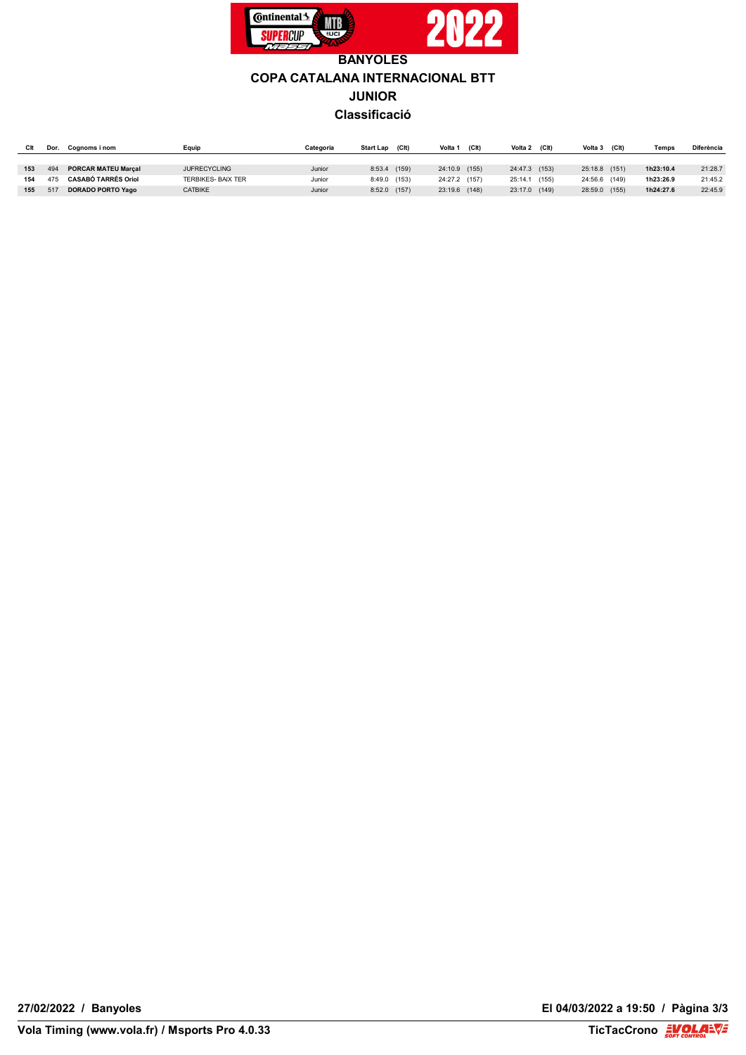# BANYOLES

## COPA CATALANA INTERNACIONAL BTT

## JUNIOR

## Classificació

| Clt | Dor. | Cognoms i nom | Equip | Categoria | Start Lap | (Clt) | Volta 1 | (Clt) | Volta 2 | (Clt) | Volta 3 | (Clt) | Temps | Diferència |
|---|---|---|---|---|---|---|---|---|---|---|---|---|---|---|
| **153** | 494 | **PORCAR MATEU Marçal** | JUFRECYCLING | Junior | 8:53.4 | (159) | 24:10.9 | (155) | 24:47.3 | (153) | 25:18.8 | (151) | **1h23:10.4** | 21:28.7 |
| **154** | 475 | **CASABÓ TARRÉS Oriol** | TERBIKES- BAIX TER | Junior | 8:49.0 | (153) | 24:27.2 | (157) | 25:14.1 | (155) | 24:56.6 | (149) | **1h23:26.9** | 21:45.2 |
| **155** | 517 | **DORADO PORTO Yago** | CATBIKE | Junior | 8:52.0 | (157) | 23:19.6 | (148) | 23:17.0 | (149) | 28:59.0 | (155) | **1h24:27.6** | 22:45.9 |

**27/02/2022 / Banyoles** **El 04/03/2022 a 19:50 / Pàgina 3/3**

**Vola Timing (www.vola.fr) / Msports Pro 4.0.33** **TicTacCrono**